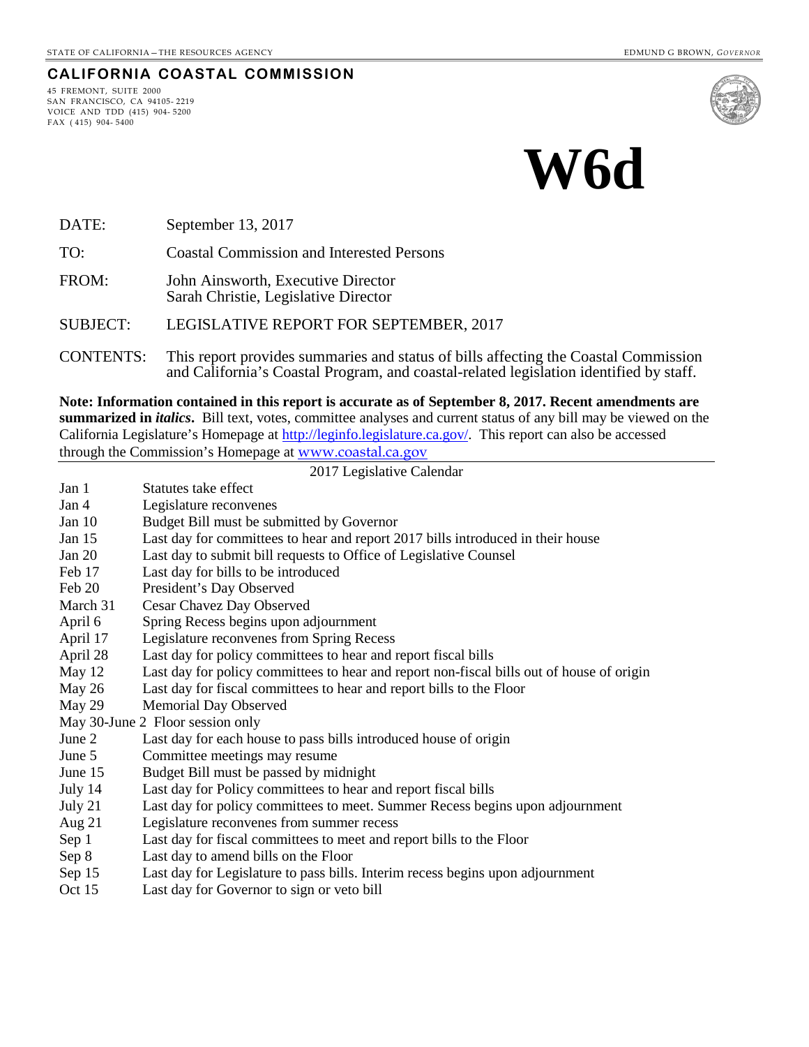STATE OF CALIFORNIA – THE RESOURCES AGENCY | EDMUND G BROWN, *GOVERNOR*

**CALIFORNIA COASTAL COMMISSION**

45 FREMONT, SUITE 2000
SAN FRANCISCO, CA 94105-2219
VOICE AND TDD (415) 904-5200
FAX (415) 904-5400

# W6d

DATE: September 13, 2017

TO: Coastal Commission and Interested Persons

FROM: John Ainsworth, Executive Director
Sarah Christie, Legislative Director

SUBJECT: LEGISLATIVE REPORT FOR SEPTEMBER, 2017

CONTENTS: This report provides summaries and status of bills affecting the Coastal Commission and California's Coastal Program, and coastal-related legislation identified by staff.

**Note: Information contained in this report is accurate as of September 8, 2017. Recent amendments are summarized in *italics*.** Bill text, votes, committee analyses and current status of any bill may be viewed on the California Legislature's Homepage at http://leginfo.legislature.ca.gov/. This report can also be accessed through the Commission's Homepage at www.coastal.ca.gov

## 2017 Legislative Calendar

| | |
|---|---|
| Jan 1 | Statutes take effect |
| Jan 4 | Legislature reconvenes |
| Jan 10 | Budget Bill must be submitted by Governor |
| Jan 15 | Last day for committees to hear and report 2017 bills introduced in their house |
| Jan 20 | Last day to submit bill requests to Office of Legislative Counsel |
| Feb 17 | Last day for bills to be introduced |
| Feb 20 | President's Day Observed |
| March 31 | Cesar Chavez Day Observed |
| April 6 | Spring Recess begins upon adjournment |
| April 17 | Legislature reconvenes from Spring Recess |
| April 28 | Last day for policy committees to hear and report fiscal bills |
| May 12 | Last day for policy committees to hear and report non-fiscal bills out of house of origin |
| May 26 | Last day for fiscal committees to hear and report bills to the Floor |
| May 29 | Memorial Day Observed |
| May 30-June 2 | Floor session only |
| June 2 | Last day for each house to pass bills introduced house of origin |
| June 5 | Committee meetings may resume |
| June 15 | Budget Bill must be passed by midnight |
| July 14 | Last day for Policy committees to hear and report fiscal bills |
| July 21 | Last day for policy committees to meet. Summer Recess begins upon adjournment |
| Aug 21 | Legislature reconvenes from summer recess |
| Sep 1 | Last day for fiscal committees to meet and report bills to the Floor |
| Sep 8 | Last day to amend bills on the Floor |
| Sep 15 | Last day for Legislature to pass bills. Interim recess begins upon adjournment |
| Oct 15 | Last day for Governor to sign or veto bill |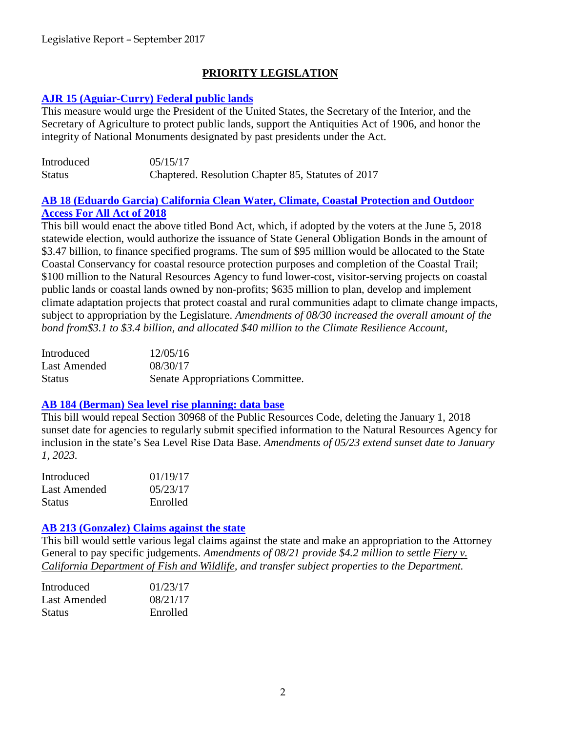## PRIORITY LEGISLATION

### AJR 15 (Aguiar-Curry) Federal public lands

This measure would urge the President of the United States, the Secretary of the Interior, and the Secretary of Agriculture to protect public lands, support the Antiquities Act of 1906, and honor the integrity of National Monuments designated by past presidents under the Act.

| | |
|---|---|
| Introduced | 05/15/17 |
| Status | Chaptered. Resolution Chapter 85, Statutes of 2017 |

### AB 18 (Eduardo Garcia) California Clean Water, Climate, Coastal Protection and Outdoor Access For All Act of 2018

This bill would enact the above titled Bond Act, which, if adopted by the voters at the June 5, 2018 statewide election, would authorize the issuance of State General Obligation Bonds in the amount of $3.47 billion, to finance specified programs. The sum of $95 million would be allocated to the State Coastal Conservancy for coastal resource protection purposes and completion of the Coastal Trail; $100 million to the Natural Resources Agency to fund lower-cost, visitor-serving projects on coastal public lands or coastal lands owned by non-profits; $635 million to plan, develop and implement climate adaptation projects that protect coastal and rural communities adapt to climate change impacts, subject to appropriation by the Legislature. *Amendments of 08/30 increased the overall amount of the bond from$3.1 to $3.4 billion, and allocated $40 million to the Climate Resilience Account,*

| | |
|---|---|
| Introduced | 12/05/16 |
| Last Amended | 08/30/17 |
| Status | Senate Appropriations Committee. |

### AB 184 (Berman) Sea level rise planning: data base

This bill would repeal Section 30968 of the Public Resources Code, deleting the January 1, 2018 sunset date for agencies to regularly submit specified information to the Natural Resources Agency for inclusion in the state's Sea Level Rise Data Base. *Amendments of 05/23 extend sunset date to January 1, 2023.*

| | |
|---|---|
| Introduced | 01/19/17 |
| Last Amended | 05/23/17 |
| Status | Enrolled |

### AB 213 (Gonzalez) Claims against the state

This bill would settle various legal claims against the state and make an appropriation to the Attorney General to pay specific judgements. *Amendments of 08/21 provide $4.2 million to settle Fiery v. California Department of Fish and Wildlife, and transfer subject properties to the Department.*

| | |
|---|---|
| Introduced | 01/23/17 |
| Last Amended | 08/21/17 |
| Status | Enrolled |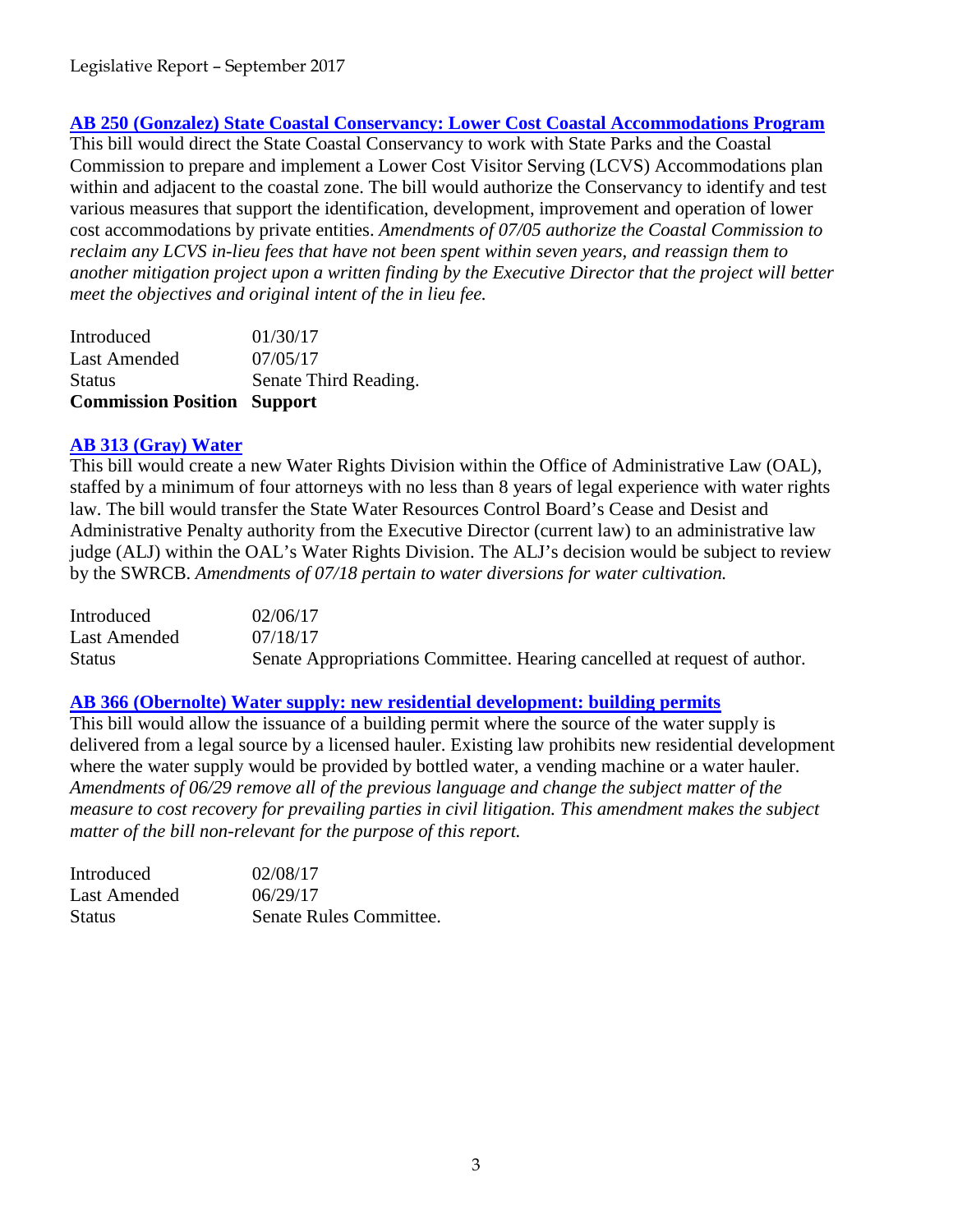### [AB 250 (Gonzalez) State Coastal Conservancy: Lower Cost Coastal Accommodations Program]()

This bill would direct the State Coastal Conservancy to work with State Parks and the Coastal Commission to prepare and implement a Lower Cost Visitor Serving (LCVS) Accommodations plan within and adjacent to the coastal zone. The bill would authorize the Conservancy to identify and test various measures that support the identification, development, improvement and operation of lower cost accommodations by private entities. *Amendments of 07/05 authorize the Coastal Commission to reclaim any LCVS in-lieu fees that have not been spent within seven years, and reassign them to another mitigation project upon a written finding by the Executive Director that the project will better meet the objectives and original intent of the in lieu fee.*

| | |
|---|---|
| Introduced | 01/30/17 |
| Last Amended | 07/05/17 |
| Status | Senate Third Reading. |
| **Commission Position** | **Support** |

### [AB 313 (Gray) Water]()

This bill would create a new Water Rights Division within the Office of Administrative Law (OAL), staffed by a minimum of four attorneys with no less than 8 years of legal experience with water rights law. The bill would transfer the State Water Resources Control Board's Cease and Desist and Administrative Penalty authority from the Executive Director (current law) to an administrative law judge (ALJ) within the OAL's Water Rights Division. The ALJ's decision would be subject to review by the SWRCB. *Amendments of 07/18 pertain to water diversions for water cultivation.*

| | |
|---|---|
| Introduced | 02/06/17 |
| Last Amended | 07/18/17 |
| Status | Senate Appropriations Committee. Hearing cancelled at request of author. |

### [AB 366 (Obernolte) Water supply: new residential development: building permits]()

This bill would allow the issuance of a building permit where the source of the water supply is delivered from a legal source by a licensed hauler. Existing law prohibits new residential development where the water supply would be provided by bottled water, a vending machine or a water hauler. *Amendments of 06/29 remove all of the previous language and change the subject matter of the measure to cost recovery for prevailing parties in civil litigation. This amendment makes the subject matter of the bill non-relevant for the purpose of this report.*

| | |
|---|---|
| Introduced | 02/08/17 |
| Last Amended | 06/29/17 |
| Status | Senate Rules Committee. |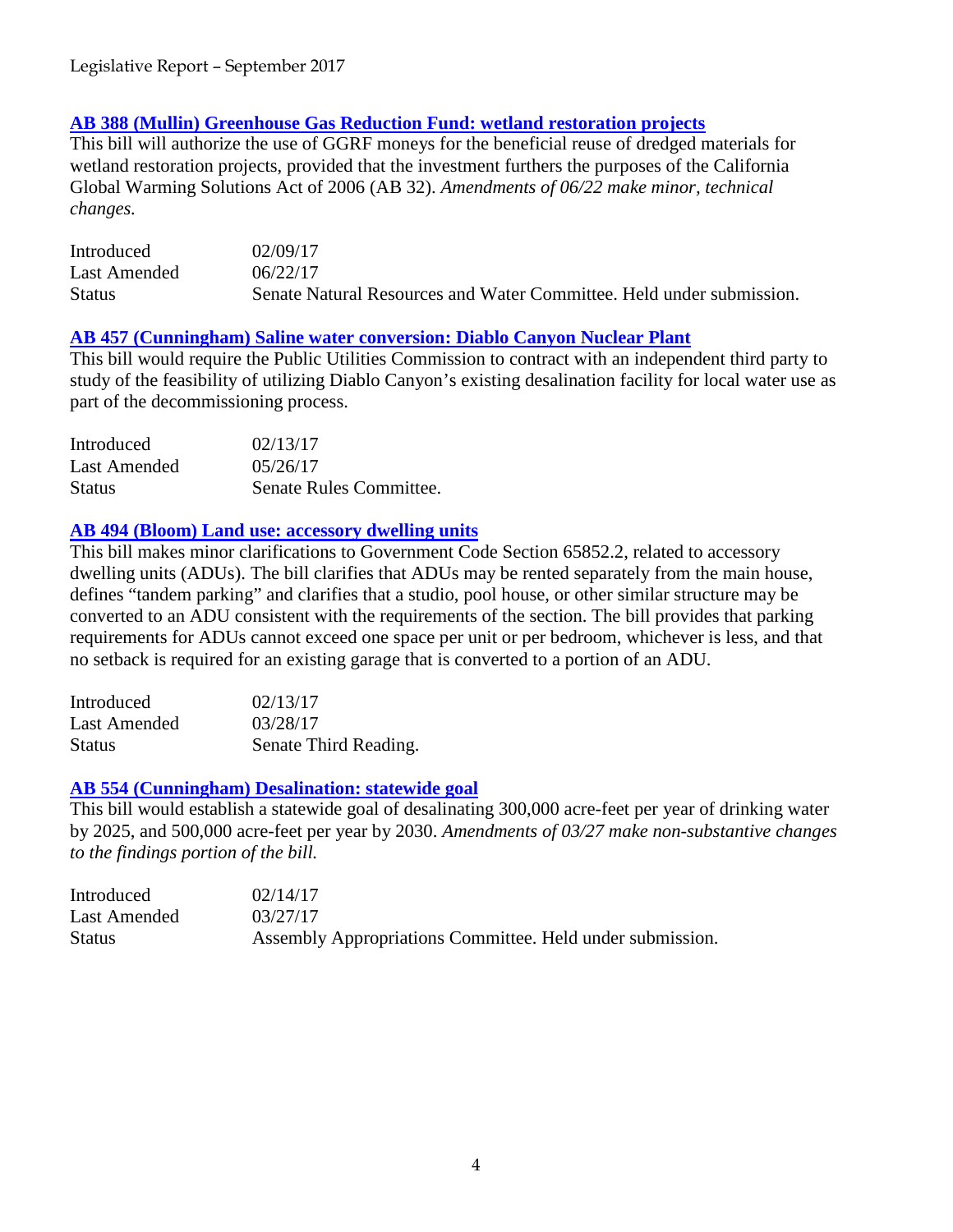### AB 388 (Mullin) Greenhouse Gas Reduction Fund: wetland restoration projects

This bill will authorize the use of GGRF moneys for the beneficial reuse of dredged materials for wetland restoration projects, provided that the investment furthers the purposes of the California Global Warming Solutions Act of 2006 (AB 32). *Amendments of 06/22 make minor, technical changes.*

| | |
|---|---|
| Introduced | 02/09/17 |
| Last Amended | 06/22/17 |
| Status | Senate Natural Resources and Water Committee. Held under submission. |

### AB 457 (Cunningham) Saline water conversion: Diablo Canyon Nuclear Plant

This bill would require the Public Utilities Commission to contract with an independent third party to study of the feasibility of utilizing Diablo Canyon's existing desalination facility for local water use as part of the decommissioning process.

| | |
|---|---|
| Introduced | 02/13/17 |
| Last Amended | 05/26/17 |
| Status | Senate Rules Committee. |

### AB 494 (Bloom) Land use: accessory dwelling units

This bill makes minor clarifications to Government Code Section 65852.2, related to accessory dwelling units (ADUs). The bill clarifies that ADUs may be rented separately from the main house, defines "tandem parking" and clarifies that a studio, pool house, or other similar structure may be converted to an ADU consistent with the requirements of the section. The bill provides that parking requirements for ADUs cannot exceed one space per unit or per bedroom, whichever is less, and that no setback is required for an existing garage that is converted to a portion of an ADU.

| | |
|---|---|
| Introduced | 02/13/17 |
| Last Amended | 03/28/17 |
| Status | Senate Third Reading. |

### AB 554 (Cunningham) Desalination: statewide goal

This bill would establish a statewide goal of desalinating 300,000 acre-feet per year of drinking water by 2025, and 500,000 acre-feet per year by 2030. *Amendments of 03/27 make non-substantive changes to the findings portion of the bill.*

| | |
|---|---|
| Introduced | 02/14/17 |
| Last Amended | 03/27/17 |
| Status | Assembly Appropriations Committee. Held under submission. |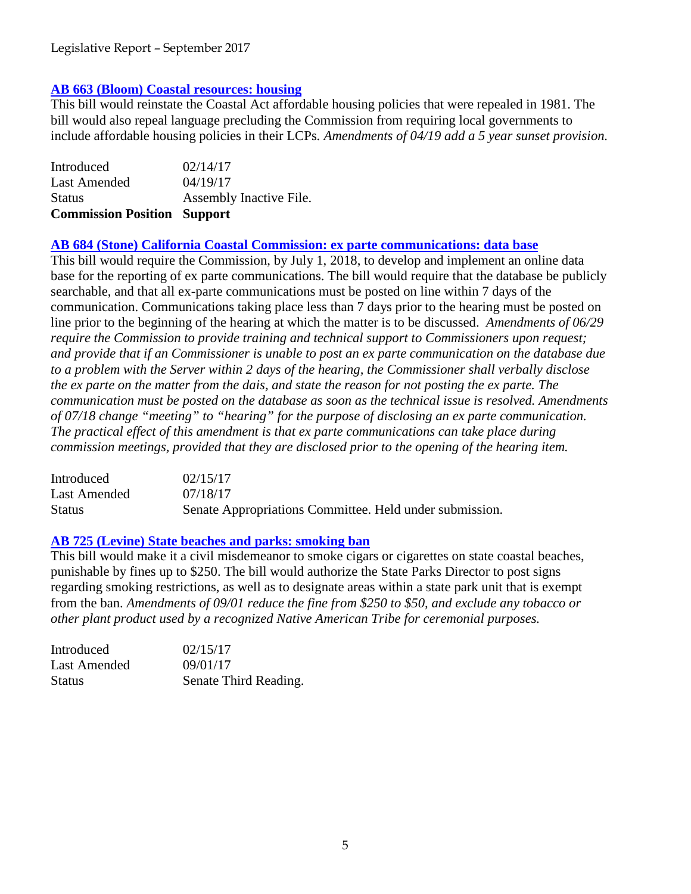### AB 663 (Bloom) Coastal resources: housing

This bill would reinstate the Coastal Act affordable housing policies that were repealed in 1981. The bill would also repeal language precluding the Commission from requiring local governments to include affordable housing policies in their LCPs. *Amendments of 04/19 add a 5 year sunset provision.*

| | |
|---|---|
| Introduced | 02/14/17 |
| Last Amended | 04/19/17 |
| Status | Assembly Inactive File. |
| **Commission Position** | **Support** |

### AB 684 (Stone) California Coastal Commission: ex parte communications: data base

This bill would require the Commission, by July 1, 2018, to develop and implement an online data base for the reporting of ex parte communications. The bill would require that the database be publicly searchable, and that all ex-parte communications must be posted on line within 7 days of the communication. Communications taking place less than 7 days prior to the hearing must be posted on line prior to the beginning of the hearing at which the matter is to be discussed. *Amendments of 06/29 require the Commission to provide training and technical support to Commissioners upon request; and provide that if an Commissioner is unable to post an ex parte communication on the database due to a problem with the Server within 2 days of the hearing, the Commissioner shall verbally disclose the ex parte on the matter from the dais, and state the reason for not posting the ex parte. The communication must be posted on the database as soon as the technical issue is resolved. Amendments of 07/18 change "meeting" to "hearing" for the purpose of disclosing an ex parte communication. The practical effect of this amendment is that ex parte communications can take place during commission meetings, provided that they are disclosed prior to the opening of the hearing item.*

| | |
|---|---|
| Introduced | 02/15/17 |
| Last Amended | 07/18/17 |
| Status | Senate Appropriations Committee. Held under submission. |

### AB 725 (Levine) State beaches and parks: smoking ban

This bill would make it a civil misdemeanor to smoke cigars or cigarettes on state coastal beaches, punishable by fines up to $250. The bill would authorize the State Parks Director to post signs regarding smoking restrictions, as well as to designate areas within a state park unit that is exempt from the ban. *Amendments of 09/01 reduce the fine from $250 to $50, and exclude any tobacco or other plant product used by a recognized Native American Tribe for ceremonial purposes.*

| | |
|---|---|
| Introduced | 02/15/17 |
| Last Amended | 09/01/17 |
| Status | Senate Third Reading. |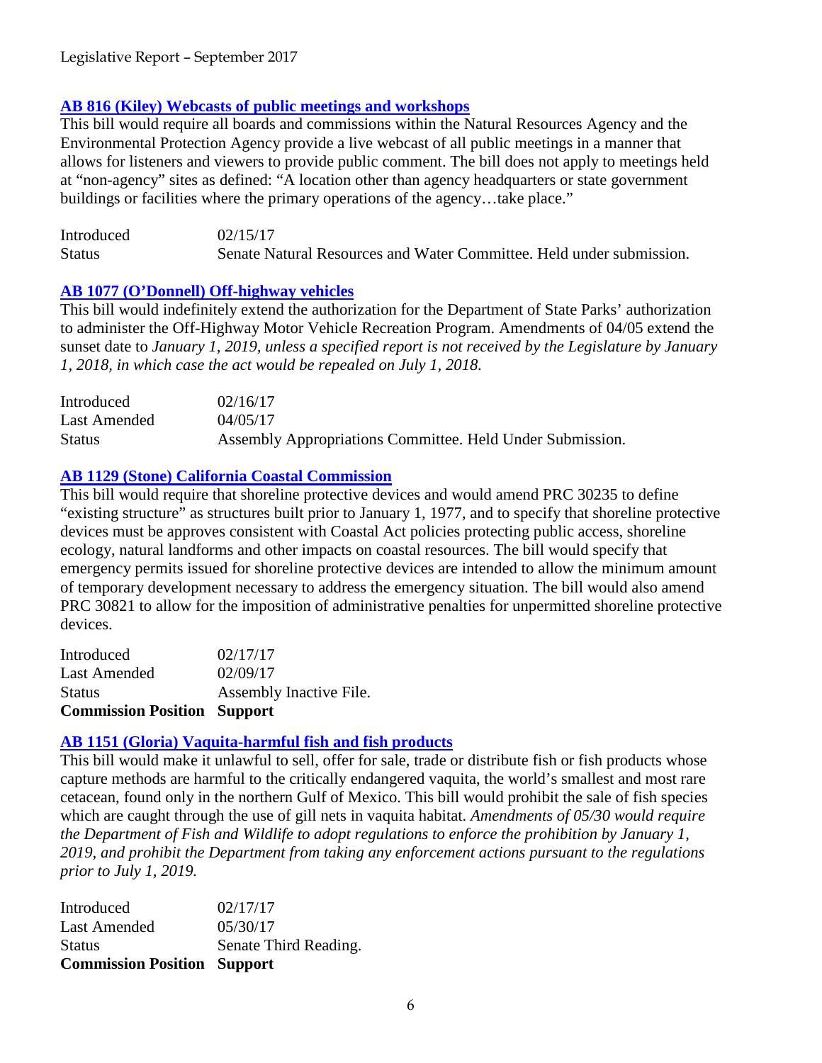### AB 816 (Kiley) Webcasts of public meetings and workshops

This bill would require all boards and commissions within the Natural Resources Agency and the Environmental Protection Agency provide a live webcast of all public meetings in a manner that allows for listeners and viewers to provide public comment. The bill does not apply to meetings held at "non-agency" sites as defined: "A location other than agency headquarters or state government buildings or facilities where the primary operations of the agency…take place."

| | |
|---|---|
| Introduced | 02/15/17 |
| Status | Senate Natural Resources and Water Committee. Held under submission. |

### AB 1077 (O'Donnell) Off-highway vehicles

This bill would indefinitely extend the authorization for the Department of State Parks' authorization to administer the Off-Highway Motor Vehicle Recreation Program. Amendments of 04/05 extend the sunset date to *January 1, 2019, unless a specified report is not received by the Legislature by January 1, 2018, in which case the act would be repealed on July 1, 2018.*

| | |
|---|---|
| Introduced | 02/16/17 |
| Last Amended | 04/05/17 |
| Status | Assembly Appropriations Committee. Held Under Submission. |

### AB 1129 (Stone) California Coastal Commission

This bill would require that shoreline protective devices and would amend PRC 30235 to define "existing structure" as structures built prior to January 1, 1977, and to specify that shoreline protective devices must be approves consistent with Coastal Act policies protecting public access, shoreline ecology, natural landforms and other impacts on coastal resources. The bill would specify that emergency permits issued for shoreline protective devices are intended to allow the minimum amount of temporary development necessary to address the emergency situation. The bill would also amend PRC 30821 to allow for the imposition of administrative penalties for unpermitted shoreline protective devices.

| | |
|---|---|
| Introduced | 02/17/17 |
| Last Amended | 02/09/17 |
| Status | Assembly Inactive File. |
| **Commission Position** | **Support** |

### AB 1151 (Gloria) Vaquita-harmful fish and fish products

This bill would make it unlawful to sell, offer for sale, trade or distribute fish or fish products whose capture methods are harmful to the critically endangered vaquita, the world's smallest and most rare cetacean, found only in the northern Gulf of Mexico. This bill would prohibit the sale of fish species which are caught through the use of gill nets in vaquita habitat. *Amendments of 05/30 would require the Department of Fish and Wildlife to adopt regulations to enforce the prohibition by January 1, 2019, and prohibit the Department from taking any enforcement actions pursuant to the regulations prior to July 1, 2019.*

| | |
|---|---|
| Introduced | 02/17/17 |
| Last Amended | 05/30/17 |
| Status | Senate Third Reading. |
| **Commission Position** | **Support** |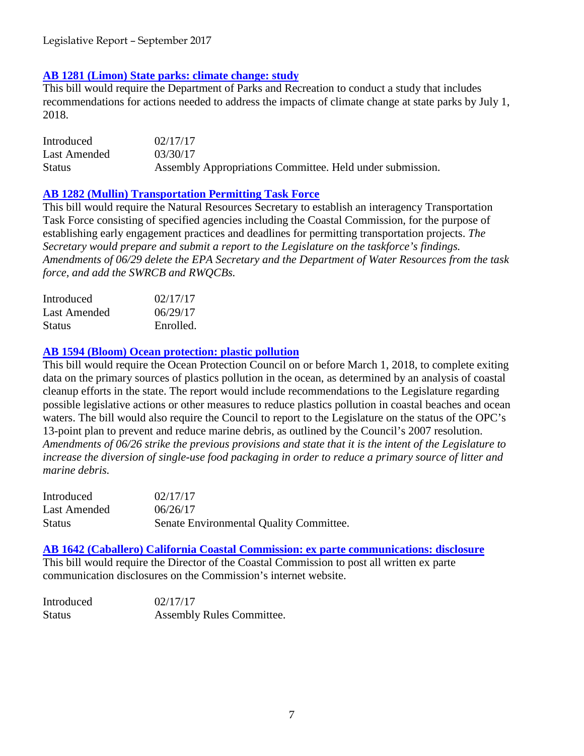### [AB 1281 (Limon) State parks: climate change: study]

This bill would require the Department of Parks and Recreation to conduct a study that includes recommendations for actions needed to address the impacts of climate change at state parks by July 1, 2018.

| | |
|---|---|
| Introduced | 02/17/17 |
| Last Amended | 03/30/17 |
| Status | Assembly Appropriations Committee. Held under submission. |

### [AB 1282 (Mullin) Transportation Permitting Task Force]

This bill would require the Natural Resources Secretary to establish an interagency Transportation Task Force consisting of specified agencies including the Coastal Commission, for the purpose of establishing early engagement practices and deadlines for permitting transportation projects. *The Secretary would prepare and submit a report to the Legislature on the taskforce's findings. Amendments of 06/29 delete the EPA Secretary and the Department of Water Resources from the task force, and add the SWRCB and RWQCBs.*

| | |
|---|---|
| Introduced | 02/17/17 |
| Last Amended | 06/29/17 |
| Status | Enrolled. |

### [AB 1594 (Bloom) Ocean protection: plastic pollution]

This bill would require the Ocean Protection Council on or before March 1, 2018, to complete exiting data on the primary sources of plastics pollution in the ocean, as determined by an analysis of coastal cleanup efforts in the state. The report would include recommendations to the Legislature regarding possible legislative actions or other measures to reduce plastics pollution in coastal beaches and ocean waters. The bill would also require the Council to report to the Legislature on the status of the OPC's 13-point plan to prevent and reduce marine debris, as outlined by the Council's 2007 resolution. *Amendments of 06/26 strike the previous provisions and state that it is the intent of the Legislature to increase the diversion of single-use food packaging in order to reduce a primary source of litter and marine debris.*

| | |
|---|---|
| Introduced | 02/17/17 |
| Last Amended | 06/26/17 |
| Status | Senate Environmental Quality Committee. |

### [AB 1642 (Caballero) California Coastal Commission: ex parte communications: disclosure]

This bill would require the Director of the Coastal Commission to post all written ex parte communication disclosures on the Commission's internet website.

| | |
|---|---|
| Introduced | 02/17/17 |
| Status | Assembly Rules Committee. |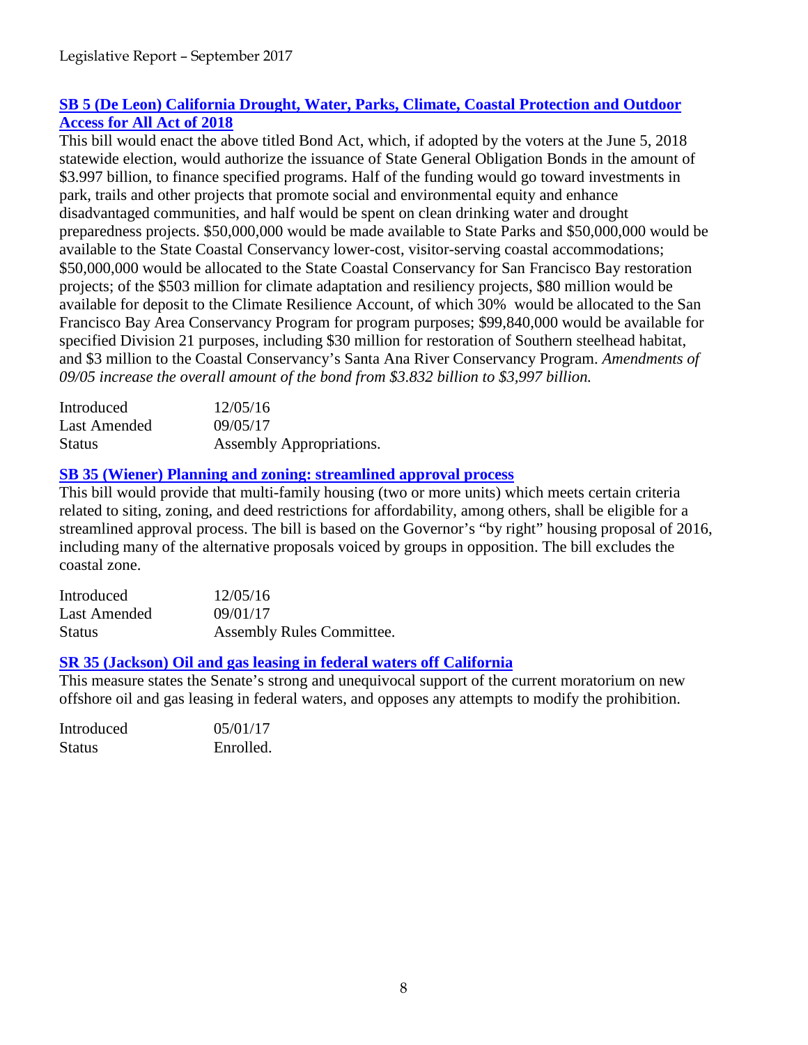### [SB 5 (De Leon) California Drought, Water, Parks, Climate, Coastal Protection and Outdoor Access for All Act of 2018]

This bill would enact the above titled Bond Act, which, if adopted by the voters at the June 5, 2018 statewide election, would authorize the issuance of State General Obligation Bonds in the amount of $3.997 billion, to finance specified programs. Half of the funding would go toward investments in park, trails and other projects that promote social and environmental equity and enhance disadvantaged communities, and half would be spent on clean drinking water and drought preparedness projects. $50,000,000 would be made available to State Parks and $50,000,000 would be available to the State Coastal Conservancy lower-cost, visitor-serving coastal accommodations; $50,000,000 would be allocated to the State Coastal Conservancy for San Francisco Bay restoration projects; of the $503 million for climate adaptation and resiliency projects, $80 million would be available for deposit to the Climate Resilience Account, of which 30% would be allocated to the San Francisco Bay Area Conservancy Program for program purposes; $99,840,000 would be available for specified Division 21 purposes, including $30 million for restoration of Southern steelhead habitat, and $3 million to the Coastal Conservancy's Santa Ana River Conservancy Program. *Amendments of 09/05 increase the overall amount of the bond from $3.832 billion to $3,997 billion.*

| | |
|---|---|
| Introduced | 12/05/16 |
| Last Amended | 09/05/17 |
| Status | Assembly Appropriations. |

### [SB 35 (Wiener) Planning and zoning: streamlined approval process]

This bill would provide that multi-family housing (two or more units) which meets certain criteria related to siting, zoning, and deed restrictions for affordability, among others, shall be eligible for a streamlined approval process. The bill is based on the Governor's "by right" housing proposal of 2016, including many of the alternative proposals voiced by groups in opposition. The bill excludes the coastal zone.

| | |
|---|---|
| Introduced | 12/05/16 |
| Last Amended | 09/01/17 |
| Status | Assembly Rules Committee. |

### [SR 35 (Jackson) Oil and gas leasing in federal waters off California]

This measure states the Senate's strong and unequivocal support of the current moratorium on new offshore oil and gas leasing in federal waters, and opposes any attempts to modify the prohibition.

| | |
|---|---|
| Introduced | 05/01/17 |
| Status | Enrolled. |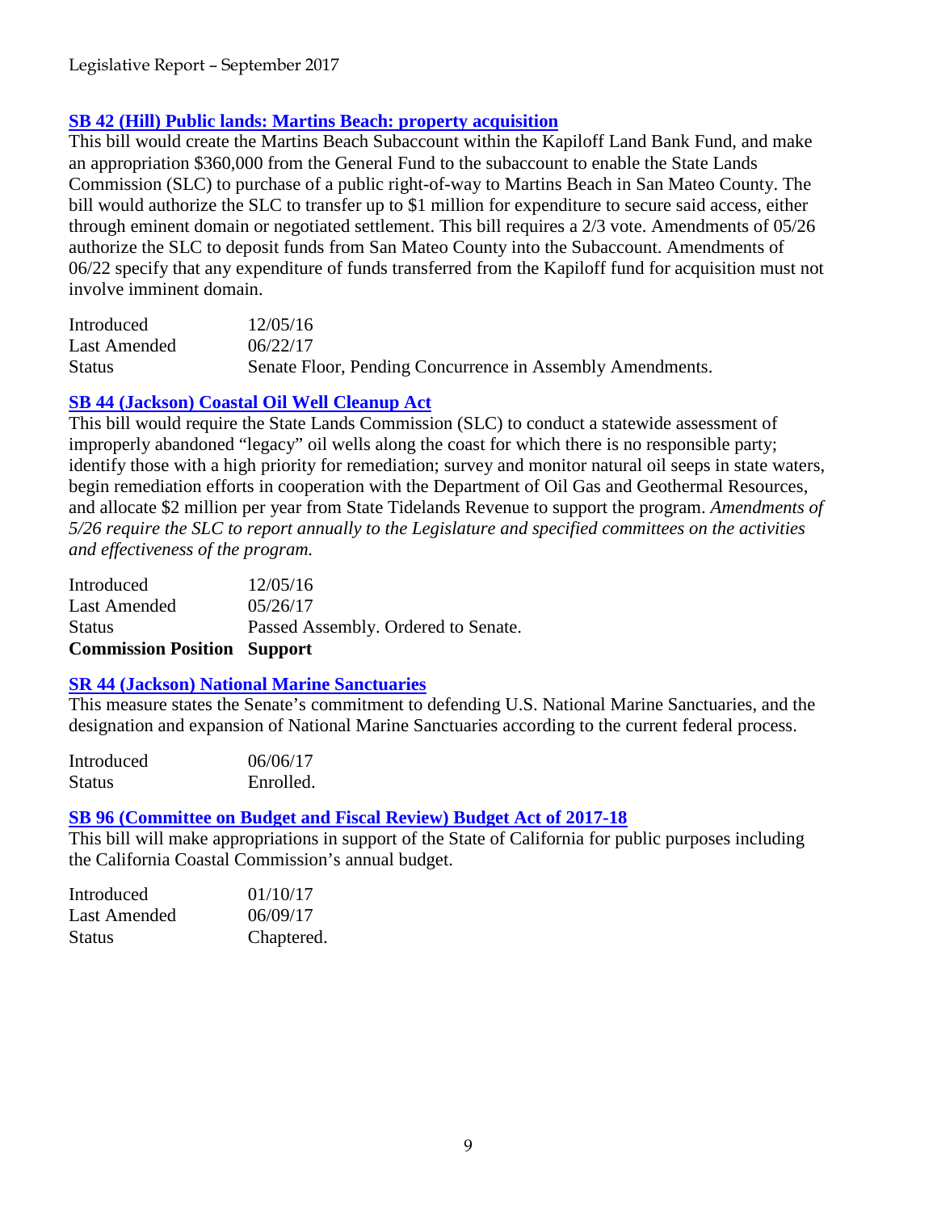### [SB 42 (Hill) Public lands: Martins Beach: property acquisition]

This bill would create the Martins Beach Subaccount within the Kapiloff Land Bank Fund, and make an appropriation $360,000 from the General Fund to the subaccount to enable the State Lands Commission (SLC) to purchase of a public right-of-way to Martins Beach in San Mateo County. The bill would authorize the SLC to transfer up to $1 million for expenditure to secure said access, either through eminent domain or negotiated settlement. This bill requires a 2/3 vote. Amendments of 05/26 authorize the SLC to deposit funds from San Mateo County into the Subaccount. Amendments of 06/22 specify that any expenditure of funds transferred from the Kapiloff fund for acquisition must not involve imminent domain.

| | |
|---|---|
| Introduced | 12/05/16 |
| Last Amended | 06/22/17 |
| Status | Senate Floor, Pending Concurrence in Assembly Amendments. |

### [SB 44 (Jackson) Coastal Oil Well Cleanup Act]

This bill would require the State Lands Commission (SLC) to conduct a statewide assessment of improperly abandoned "legacy" oil wells along the coast for which there is no responsible party; identify those with a high priority for remediation; survey and monitor natural oil seeps in state waters, begin remediation efforts in cooperation with the Department of Oil Gas and Geothermal Resources, and allocate $2 million per year from State Tidelands Revenue to support the program. *Amendments of 5/26 require the SLC to report annually to the Legislature and specified committees on the activities and effectiveness of the program.*

| | |
|---|---|
| Introduced | 12/05/16 |
| Last Amended | 05/26/17 |
| Status | Passed Assembly. Ordered to Senate. |
| **Commission Position** | **Support** |

### [SR 44 (Jackson) National Marine Sanctuaries]

This measure states the Senate's commitment to defending U.S. National Marine Sanctuaries, and the designation and expansion of National Marine Sanctuaries according to the current federal process.

| | |
|---|---|
| Introduced | 06/06/17 |
| Status | Enrolled. |

### [SB 96 (Committee on Budget and Fiscal Review) Budget Act of 2017-18]

This bill will make appropriations in support of the State of California for public purposes including the California Coastal Commission's annual budget.

| | |
|---|---|
| Introduced | 01/10/17 |
| Last Amended | 06/09/17 |
| Status | Chaptered. |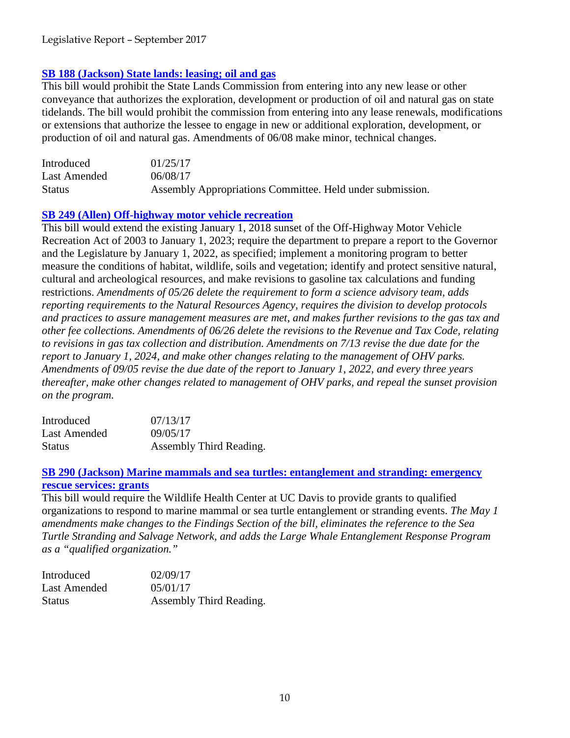### [SB 188 (Jackson) State lands: leasing; oil and gas]()

This bill would prohibit the State Lands Commission from entering into any new lease or other conveyance that authorizes the exploration, development or production of oil and natural gas on state tidelands. The bill would prohibit the commission from entering into any lease renewals, modifications or extensions that authorize the lessee to engage in new or additional exploration, development, or production of oil and natural gas. Amendments of 06/08 make minor, technical changes.

| | |
|---|---|
| Introduced | 01/25/17 |
| Last Amended | 06/08/17 |
| Status | Assembly Appropriations Committee. Held under submission. |

### [SB 249 (Allen) Off-highway motor vehicle recreation]()

This bill would extend the existing January 1, 2018 sunset of the Off-Highway Motor Vehicle Recreation Act of 2003 to January 1, 2023; require the department to prepare a report to the Governor and the Legislature by January 1, 2022, as specified; implement a monitoring program to better measure the conditions of habitat, wildlife, soils and vegetation; identify and protect sensitive natural, cultural and archeological resources, and make revisions to gasoline tax calculations and funding restrictions. *Amendments of 05/26 delete the requirement to form a science advisory team, adds reporting requirements to the Natural Resources Agency, requires the division to develop protocols and practices to assure management measures are met, and makes further revisions to the gas tax and other fee collections. Amendments of 06/26 delete the revisions to the Revenue and Tax Code, relating to revisions in gas tax collection and distribution. Amendments on 7/13 revise the due date for the report to January 1, 2024, and make other changes relating to the management of OHV parks. Amendments of 09/05 revise the due date of the report to January 1, 2022, and every three years thereafter, make other changes related to management of OHV parks, and repeal the sunset provision on the program.*

| | |
|---|---|
| Introduced | 07/13/17 |
| Last Amended | 09/05/17 |
| Status | Assembly Third Reading. |

### [SB 290 (Jackson) Marine mammals and sea turtles: entanglement and stranding: emergency rescue services: grants]()

This bill would require the Wildlife Health Center at UC Davis to provide grants to qualified organizations to respond to marine mammal or sea turtle entanglement or stranding events. *The May 1 amendments make changes to the Findings Section of the bill, eliminates the reference to the Sea Turtle Stranding and Salvage Network, and adds the Large Whale Entanglement Response Program as a "qualified organization."*

| | |
|---|---|
| Introduced | 02/09/17 |
| Last Amended | 05/01/17 |
| Status | Assembly Third Reading. |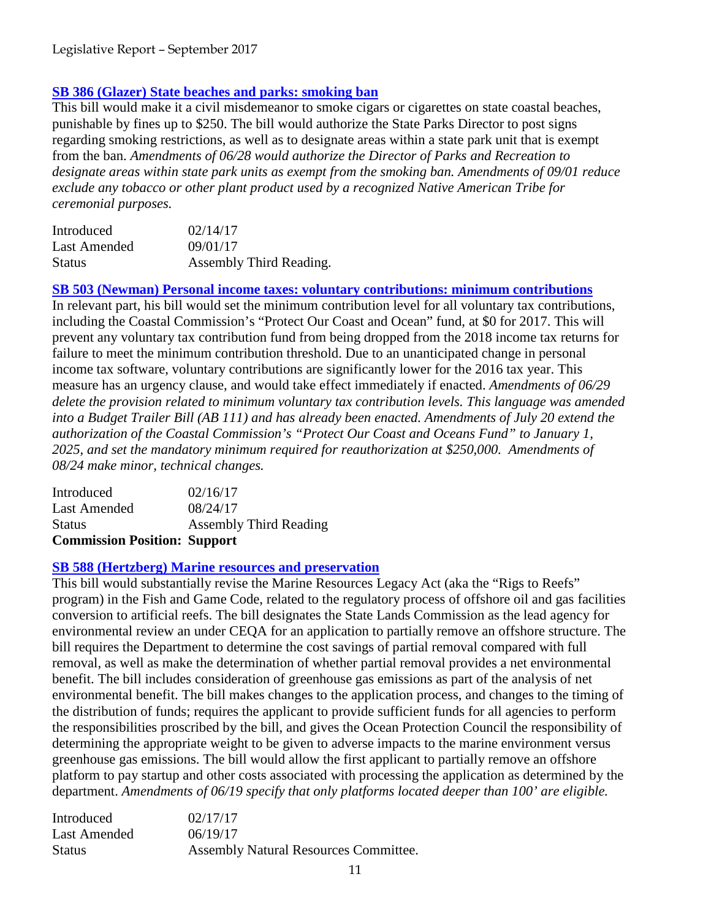### [SB 386 (Glazer) State beaches and parks: smoking ban]

This bill would make it a civil misdemeanor to smoke cigars or cigarettes on state coastal beaches, punishable by fines up to $250. The bill would authorize the State Parks Director to post signs regarding smoking restrictions, as well as to designate areas within a state park unit that is exempt from the ban. *Amendments of 06/28 would authorize the Director of Parks and Recreation to designate areas within state park units as exempt from the smoking ban. Amendments of 09/01 reduce exclude any tobacco or other plant product used by a recognized Native American Tribe for ceremonial purposes.*

| | |
|---|---|
| Introduced | 02/14/17 |
| Last Amended | 09/01/17 |
| Status | Assembly Third Reading. |

### [SB 503 (Newman) Personal income taxes: voluntary contributions: minimum contributions]

In relevant part, his bill would set the minimum contribution level for all voluntary tax contributions, including the Coastal Commission's "Protect Our Coast and Ocean" fund, at $0 for 2017. This will prevent any voluntary tax contribution fund from being dropped from the 2018 income tax returns for failure to meet the minimum contribution threshold. Due to an unanticipated change in personal income tax software, voluntary contributions are significantly lower for the 2016 tax year. This measure has an urgency clause, and would take effect immediately if enacted. *Amendments of 06/29 delete the provision related to minimum voluntary tax contribution levels. This language was amended into a Budget Trailer Bill (AB 111) and has already been enacted. Amendments of July 20 extend the authorization of the Coastal Commission's "Protect Our Coast and Oceans Fund" to January 1, 2025, and set the mandatory minimum required for reauthorization at $250,000. Amendments of 08/24 make minor, technical changes.*

| | |
|---|---|
| Introduced | 02/16/17 |
| Last Amended | 08/24/17 |
| Status | Assembly Third Reading |

**Commission Position: Support**

### [SB 588 (Hertzberg) Marine resources and preservation]

This bill would substantially revise the Marine Resources Legacy Act (aka the "Rigs to Reefs" program) in the Fish and Game Code, related to the regulatory process of offshore oil and gas facilities conversion to artificial reefs. The bill designates the State Lands Commission as the lead agency for environmental review an under CEQA for an application to partially remove an offshore structure. The bill requires the Department to determine the cost savings of partial removal compared with full removal, as well as make the determination of whether partial removal provides a net environmental benefit. The bill includes consideration of greenhouse gas emissions as part of the analysis of net environmental benefit. The bill makes changes to the application process, and changes to the timing of the distribution of funds; requires the applicant to provide sufficient funds for all agencies to perform the responsibilities proscribed by the bill, and gives the Ocean Protection Council the responsibility of determining the appropriate weight to be given to adverse impacts to the marine environment versus greenhouse gas emissions. The bill would allow the first applicant to partially remove an offshore platform to pay startup and other costs associated with processing the application as determined by the department. *Amendments of 06/19 specify that only platforms located deeper than 100' are eligible.*

| | |
|---|---|
| Introduced | 02/17/17 |
| Last Amended | 06/19/17 |
| Status | Assembly Natural Resources Committee. |